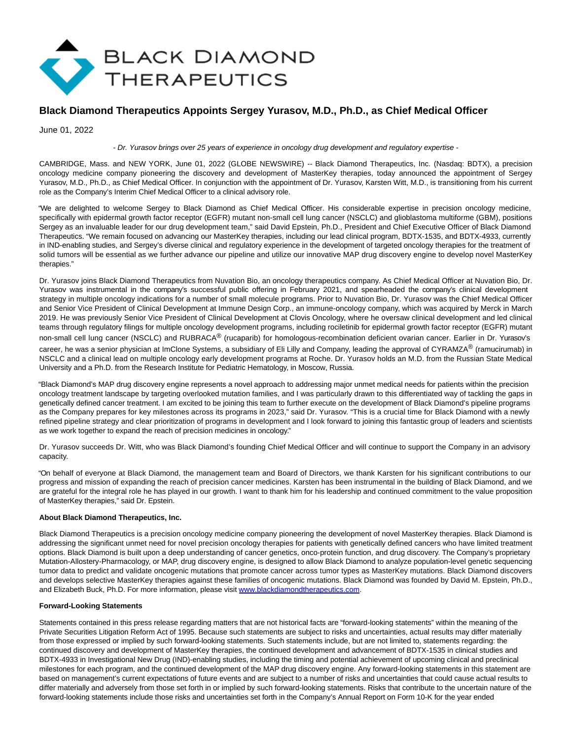BLACK DIAMOND THERAPEUTICS

# Black Diamond Therapeutics Appoints Sergey Yurasov, M.D., Ph.D., as Chief Medical Officer

June 01, 2022

*- Dr. Yurasov brings over 25 years of experience in oncology drug development and regulatory expertise -*

CAMBRIDGE, Mass. and NEW YORK, June 01, 2022 (GLOBE NEWSWIRE) -- Black Diamond Therapeutics, Inc. (Nasdaq: BDTX), a precision oncology medicine company pioneering the discovery and development of MasterKey therapies, today announced the appointment of Sergey Yurasov, M.D., Ph.D., as Chief Medical Officer. In conjunction with the appointment of Dr. Yurasov, Karsten Witt, M.D., is transitioning from his current role as the Company's Interim Chief Medical Officer to a clinical advisory role.

"We are delighted to welcome Sergey to Black Diamond as Chief Medical Officer. His considerable expertise in precision oncology medicine, specifically with epidermal growth factor receptor (EGFR) mutant non-small cell lung cancer (NSCLC) and glioblastoma multiforme (GBM), positions Sergey as an invaluable leader for our drug development team," said David Epstein, Ph.D., President and Chief Executive Officer of Black Diamond Therapeutics. "We remain focused on advancing our MasterKey therapies, including our lead clinical program, BDTX-1535, and BDTX-4933, currently in IND-enabling studies, and Sergey's diverse clinical and regulatory experience in the development of targeted oncology therapies for the treatment of solid tumors will be essential as we further advance our pipeline and utilize our innovative MAP drug discovery engine to develop novel MasterKey therapies."

Dr. Yurasov joins Black Diamond Therapeutics from Nuvation Bio, an oncology therapeutics company. As Chief Medical Officer at Nuvation Bio, Dr. Yurasov was instrumental in the company's successful public offering in February 2021, and spearheaded the company's clinical development strategy in multiple oncology indications for a number of small molecule programs. Prior to Nuvation Bio, Dr. Yurasov was the Chief Medical Officer and Senior Vice President of Clinical Development at Immune Design Corp., an immune-oncology company, which was acquired by Merck in March 2019. He was previously Senior Vice President of Clinical Development at Clovis Oncology, where he oversaw clinical development and led clinical teams through regulatory filings for multiple oncology development programs, including rociletinib for epidermal growth factor receptor (EGFR) mutant non-small cell lung cancer (NSCLC) and RUBRACA® (rucaparib) for homologous-recombination deficient ovarian cancer. Earlier in Dr. Yurasov's career, he was a senior physician at ImClone Systems, a subsidiary of Eli Lilly and Company, leading the approval of CYRAMZA® (ramucirumab) in NSCLC and a clinical lead on multiple oncology early development programs at Roche. Dr. Yurasov holds an M.D. from the Russian State Medical University and a Ph.D. from the Research Institute for Pediatric Hematology, in Moscow, Russia.

"Black Diamond's MAP drug discovery engine represents a novel approach to addressing major unmet medical needs for patients within the precision oncology treatment landscape by targeting overlooked mutation families, and I was particularly drawn to this differentiated way of tackling the gaps in genetically defined cancer treatment. I am excited to be joining this team to further execute on the development of Black Diamond's pipeline programs as the Company prepares for key milestones across its programs in 2023," said Dr. Yurasov. "This is a crucial time for Black Diamond with a newly refined pipeline strategy and clear prioritization of programs in development and I look forward to joining this fantastic group of leaders and scientists as we work together to expand the reach of precision medicines in oncology."

Dr. Yurasov succeeds Dr. Witt, who was Black Diamond's founding Chief Medical Officer and will continue to support the Company in an advisory capacity.

"On behalf of everyone at Black Diamond, the management team and Board of Directors, we thank Karsten for his significant contributions to our progress and mission of expanding the reach of precision cancer medicines. Karsten has been instrumental in the building of Black Diamond, and we are grateful for the integral role he has played in our growth. I want to thank him for his leadership and continued commitment to the value proposition of MasterKey therapies," said Dr. Epstein.

**About Black Diamond Therapeutics, Inc.**

Black Diamond Therapeutics is a precision oncology medicine company pioneering the development of novel MasterKey therapies. Black Diamond is addressing the significant unmet need for novel precision oncology therapies for patients with genetically defined cancers who have limited treatment options. Black Diamond is built upon a deep understanding of cancer genetics, onco-protein function, and drug discovery. The Company's proprietary Mutation-Allostery-Pharmacology, or MAP, drug discovery engine, is designed to allow Black Diamond to analyze population-level genetic sequencing tumor data to predict and validate oncogenic mutations that promote cancer across tumor types as MasterKey mutations. Black Diamond discovers and develops selective MasterKey therapies against these families of oncogenic mutations. Black Diamond was founded by David M. Epstein, Ph.D., and Elizabeth Buck, Ph.D. For more information, please visit www.blackdiamondtherapeutics.com.

**Forward-Looking Statements**

Statements contained in this press release regarding matters that are not historical facts are "forward-looking statements" within the meaning of the Private Securities Litigation Reform Act of 1995. Because such statements are subject to risks and uncertainties, actual results may differ materially from those expressed or implied by such forward-looking statements. Such statements include, but are not limited to, statements regarding: the continued discovery and development of MasterKey therapies, the continued development and advancement of BDTX-1535 in clinical studies and BDTX-4933 in Investigational New Drug (IND)-enabling studies, including the timing and potential achievement of upcoming clinical and preclinical milestones for each program, and the continued development of the MAP drug discovery engine. Any forward-looking statements in this statement are based on management's current expectations of future events and are subject to a number of risks and uncertainties that could cause actual results to differ materially and adversely from those set forth in or implied by such forward-looking statements. Risks that contribute to the uncertain nature of the forward-looking statements include those risks and uncertainties set forth in the Company's Annual Report on Form 10-K for the year ended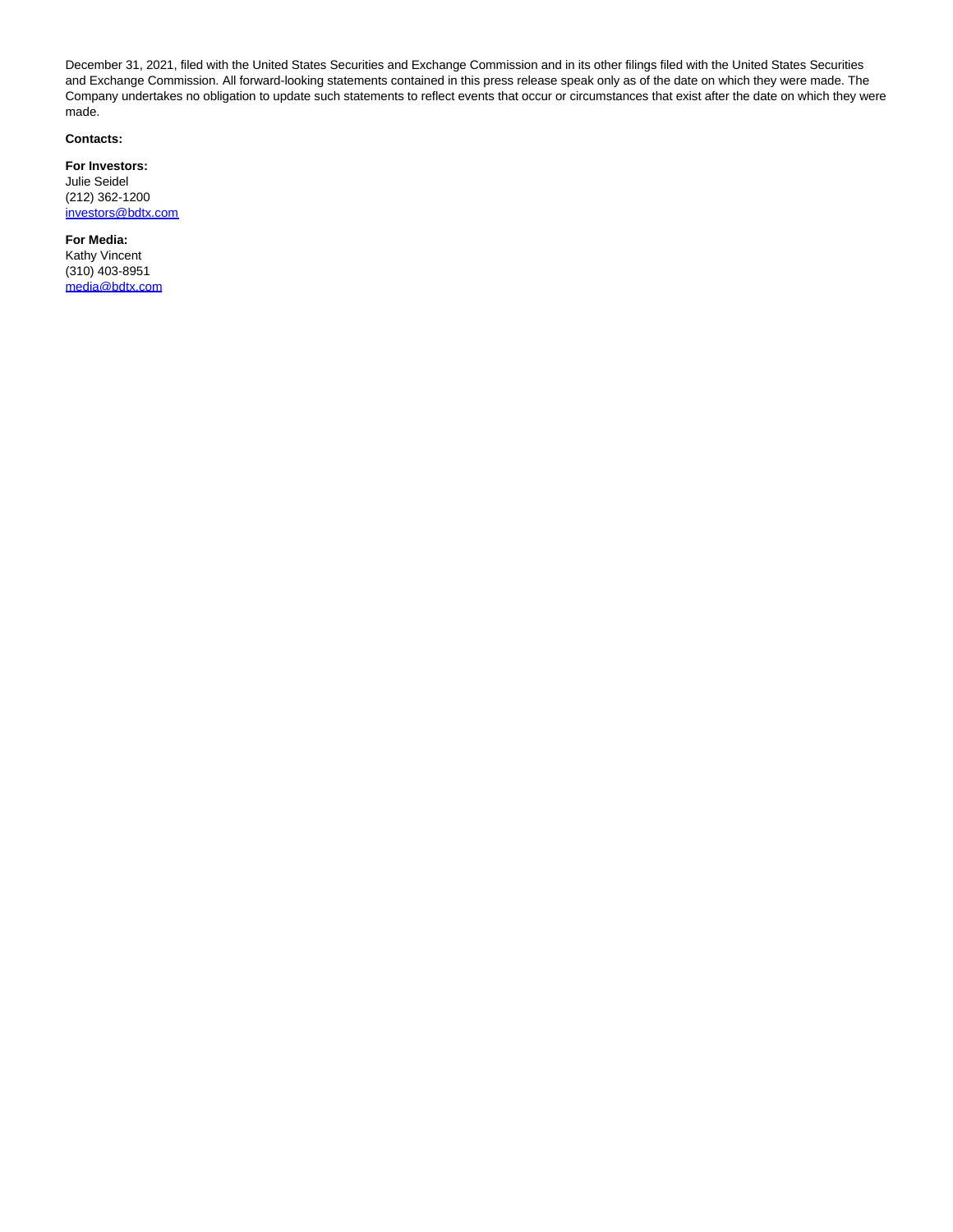December 31, 2021, filed with the United States Securities and Exchange Commission and in its other filings filed with the United States Securities and Exchange Commission. All forward-looking statements contained in this press release speak only as of the date on which they were made. The Company undertakes no obligation to update such statements to reflect events that occur or circumstances that exist after the date on which they were made.

**Contacts:**

**For Investors:**
Julie Seidel
(212) 362-1200
investors@bdtx.com

**For Media:**
Kathy Vincent
(310) 403-8951
media@bdtx.com